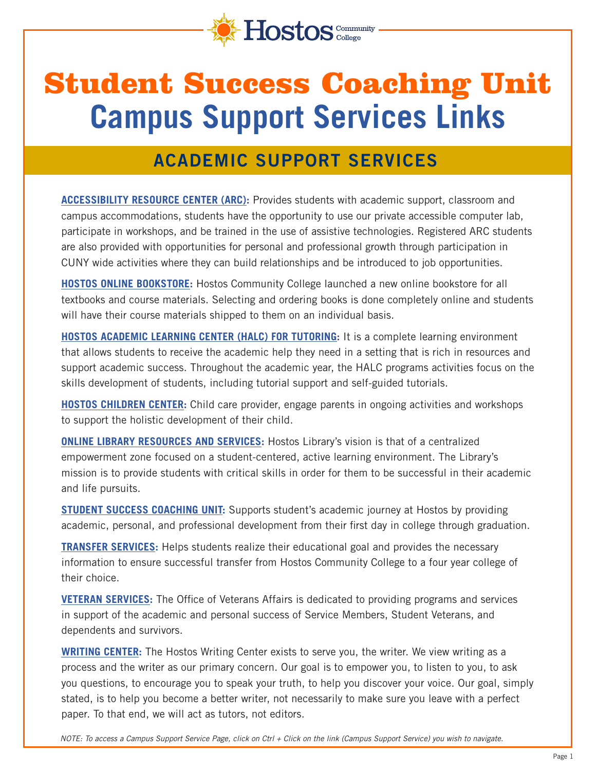# Student Success Coaching Unit
# Campus Support Services Links

## ACADEMIC SUPPORT SERVICES

**ACCESSIBILITY RESOURCE CENTER (ARC):** Provides students with academic support, classroom and campus accommodations, students have the opportunity to use our private accessible computer lab, participate in workshops, and be trained in the use of assistive technologies. Registered ARC students are also provided with opportunities for personal and professional growth through participation in CUNY wide activities where they can build relationships and be introduced to job opportunities.

**HOSTOS ONLINE BOOKSTORE:** Hostos Community College launched a new online bookstore for all textbooks and course materials. Selecting and ordering books is done completely online and students will have their course materials shipped to them on an individual basis.

**HOSTOS ACADEMIC LEARNING CENTER (HALC) FOR TUTORING:** It is a complete learning environment that allows students to receive the academic help they need in a setting that is rich in resources and support academic success. Throughout the academic year, the HALC programs activities focus on the skills development of students, including tutorial support and self-guided tutorials.

**HOSTOS CHILDREN CENTER:** Child care provider, engage parents in ongoing activities and workshops to support the holistic development of their child.

**ONLINE LIBRARY RESOURCES AND SERVICES:** Hostos Library's vision is that of a centralized empowerment zone focused on a student-centered, active learning environment. The Library's mission is to provide students with critical skills in order for them to be successful in their academic and life pursuits.

**STUDENT SUCCESS COACHING UNIT:** Supports student's academic journey at Hostos by providing academic, personal, and professional development from their first day in college through graduation.

**TRANSFER SERVICES:** Helps students realize their educational goal and provides the necessary information to ensure successful transfer from Hostos Community College to a four year college of their choice.

**VETERAN SERVICES:** The Office of Veterans Affairs is dedicated to providing programs and services in support of the academic and personal success of Service Members, Student Veterans, and dependents and survivors.

**WRITING CENTER:** The Hostos Writing Center exists to serve you, the writer. We view writing as a process and the writer as our primary concern. Our goal is to empower you, to listen to you, to ask you questions, to encourage you to speak your truth, to help you discover your voice. Our goal, simply stated, is to help you become a better writer, not necessarily to make sure you leave with a perfect paper. To that end, we will act as tutors, not editors.

*NOTE: To access a Campus Support Service Page, click on Ctrl + Click on the link (Campus Support Service) you wish to navigate.*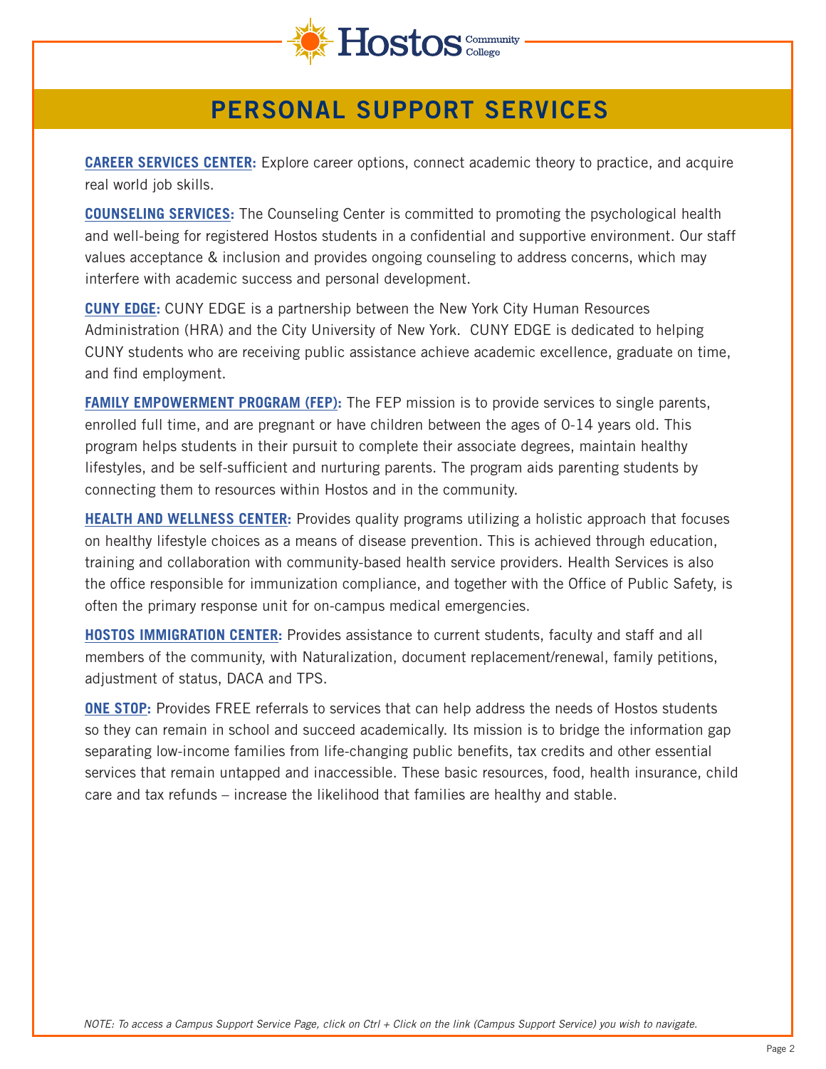# PERSONAL SUPPORT SERVICES

**CAREER SERVICES CENTER:** Explore career options, connect academic theory to practice, and acquire real world job skills.

**COUNSELING SERVICES:** The Counseling Center is committed to promoting the psychological health and well-being for registered Hostos students in a confidential and supportive environment. Our staff values acceptance & inclusion and provides ongoing counseling to address concerns, which may interfere with academic success and personal development.

**CUNY EDGE:** CUNY EDGE is a partnership between the New York City Human Resources Administration (HRA) and the City University of New York. CUNY EDGE is dedicated to helping CUNY students who are receiving public assistance achieve academic excellence, graduate on time, and find employment.

**FAMILY EMPOWERMENT PROGRAM (FEP):** The FEP mission is to provide services to single parents, enrolled full time, and are pregnant or have children between the ages of 0-14 years old. This program helps students in their pursuit to complete their associate degrees, maintain healthy lifestyles, and be self-sufficient and nurturing parents. The program aids parenting students by connecting them to resources within Hostos and in the community.

**HEALTH AND WELLNESS CENTER:** Provides quality programs utilizing a holistic approach that focuses on healthy lifestyle choices as a means of disease prevention. This is achieved through education, training and collaboration with community-based health service providers. Health Services is also the office responsible for immunization compliance, and together with the Office of Public Safety, is often the primary response unit for on-campus medical emergencies.

**HOSTOS IMMIGRATION CENTER:** Provides assistance to current students, faculty and staff and all members of the community, with Naturalization, document replacement/renewal, family petitions, adjustment of status, DACA and TPS.

**ONE STOP:** Provides FREE referrals to services that can help address the needs of Hostos students so they can remain in school and succeed academically. Its mission is to bridge the information gap separating low-income families from life-changing public benefits, tax credits and other essential services that remain untapped and inaccessible. These basic resources, food, health insurance, child care and tax refunds – increase the likelihood that families are healthy and stable.

*NOTE: To access a Campus Support Service Page, click on Ctrl + Click on the link (Campus Support Service) you wish to navigate.*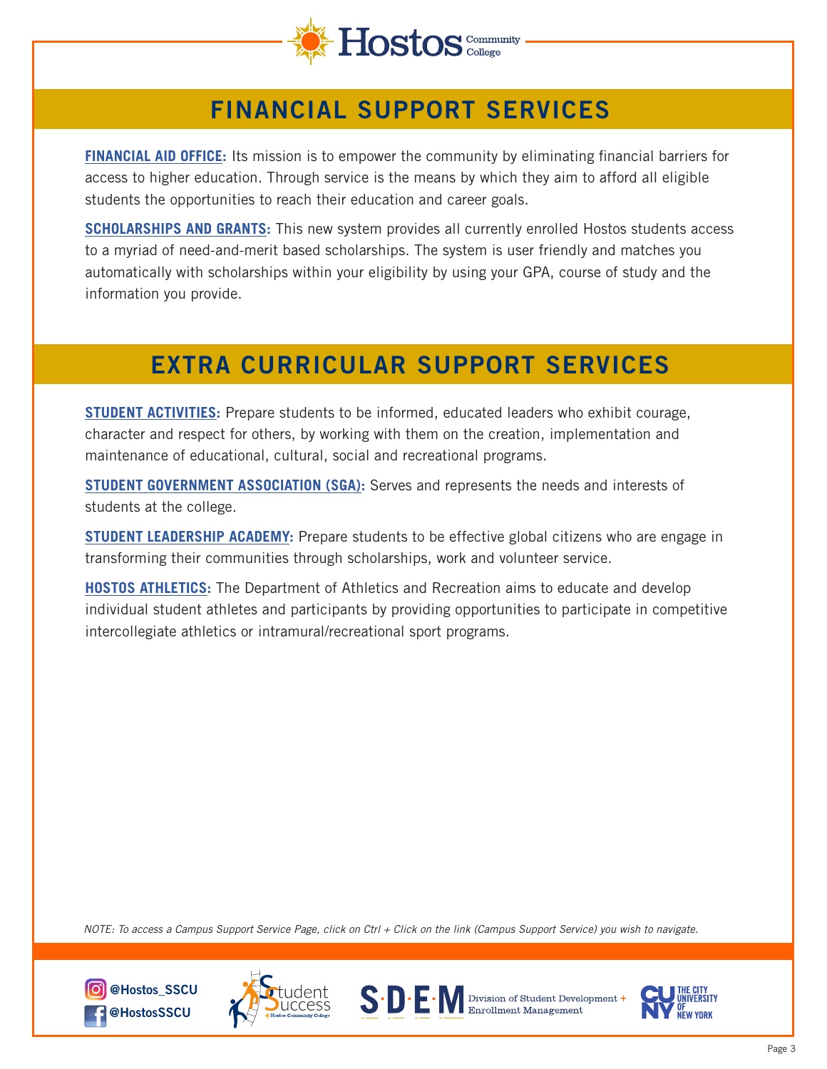## FINANCIAL SUPPORT SERVICES

**FINANCIAL AID OFFICE:** Its mission is to empower the community by eliminating financial barriers for access to higher education. Through service is the means by which they aim to afford all eligible students the opportunities to reach their education and career goals.

**SCHOLARSHIPS AND GRANTS:** This new system provides all currently enrolled Hostos students access to a myriad of need-and-merit based scholarships. The system is user friendly and matches you automatically with scholarships within your eligibility by using your GPA, course of study and the information you provide.

## EXTRA CURRICULAR SUPPORT SERVICES

**STUDENT ACTIVITIES:** Prepare students to be informed, educated leaders who exhibit courage, character and respect for others, by working with them on the creation, implementation and maintenance of educational, cultural, social and recreational programs.

**STUDENT GOVERNMENT ASSOCIATION (SGA):** Serves and represents the needs and interests of students at the college.

**STUDENT LEADERSHIP ACADEMY:** Prepare students to be effective global citizens who are engage in transforming their communities through scholarships, work and volunteer service.

**HOSTOS ATHLETICS:** The Department of Athletics and Recreation aims to educate and develop individual student athletes and participants by providing opportunities to participate in competitive intercollegiate athletics or intramural/recreational sport programs.

*NOTE: To access a Campus Support Service Page, click on Ctrl + Click on the link (Campus Support Service) you wish to navigate.*

@Hostos_SSCU

@HostosSSCU